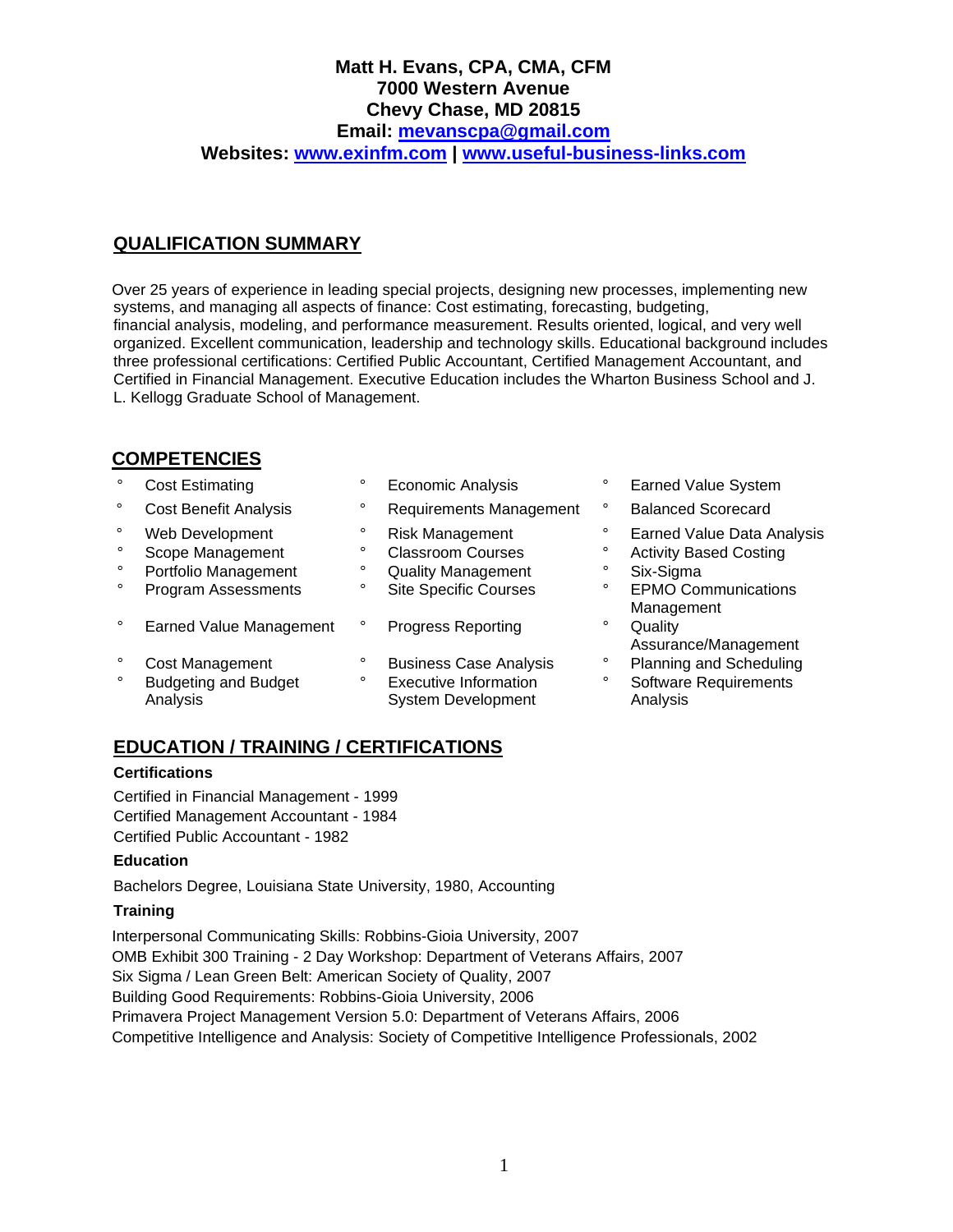**Matt H. Evans, CPA, CMA, CFM**
**7000 Western Avenue**
**Chevy Chase, MD 20815**
**Email: [mevanscpa@gmail.com](mailto:mevanscpa@gmail.com)**
**Websites: [www.exinfm.com](http://www.exinfm.com) | [www.useful-business-links.com](http://www.useful-business-links.com)**

## QUALIFICATION SUMMARY

Over 25 years of experience in leading special projects, designing new processes, implementing new systems, and managing all aspects of finance: Cost estimating, forecasting, budgeting, financial analysis, modeling, and performance measurement. Results oriented, logical, and very well organized. Excellent communication, leadership and technology skills. Educational background includes three professional certifications: Certified Public Accountant, Certified Management Accountant, and Certified in Financial Management. Executive Education includes the Wharton Business School and J. L. Kellogg Graduate School of Management.

## COMPETENCIES

- Cost Estimating
- Cost Benefit Analysis
- Web Development
- Scope Management
- Portfolio Management
- Program Assessments
- Earned Value Management
- Cost Management
- Budgeting and Budget Analysis
- Economic Analysis
- Requirements Management
- Risk Management
- Classroom Courses
- Quality Management
- Site Specific Courses
- Progress Reporting
- Business Case Analysis
- Executive Information System Development
- Earned Value System
- Balanced Scorecard
- Earned Value Data Analysis
- Activity Based Costing
- Six-Sigma
- EPMO Communications Management
- Quality Assurance/Management
- Planning and Scheduling
- Software Requirements Analysis

## EDUCATION / TRAINING / CERTIFICATIONS

### Certifications

Certified in Financial Management - 1999
Certified Management Accountant - 1984
Certified Public Accountant - 1982

### Education

Bachelors Degree, Louisiana State University, 1980, Accounting

### Training

Interpersonal Communicating Skills: Robbins-Gioia University, 2007
OMB Exhibit 300 Training - 2 Day Workshop: Department of Veterans Affairs, 2007
Six Sigma / Lean Green Belt: American Society of Quality, 2007
Building Good Requirements: Robbins-Gioia University, 2006
Primavera Project Management Version 5.0: Department of Veterans Affairs, 2006
Competitive Intelligence and Analysis: Society of Competitive Intelligence Professionals, 2002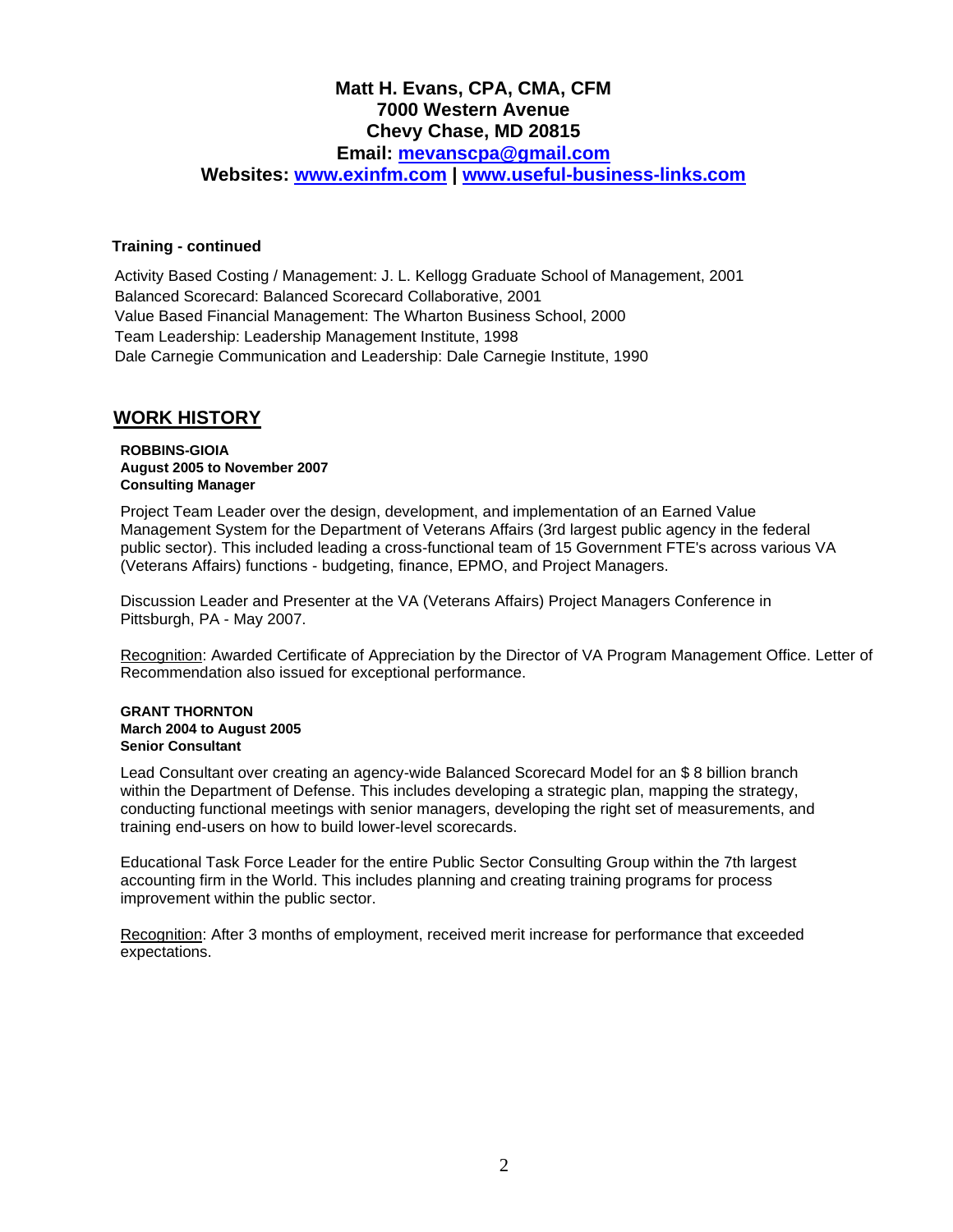**Matt H. Evans, CPA, CMA, CFM**
**7000 Western Avenue**
**Chevy Chase, MD 20815**
**Email: mevanscpa@gmail.com**
**Websites: www.exinfm.com | www.useful-business-links.com**

**Training - continued**

Activity Based Costing / Management: J. L. Kellogg Graduate School of Management, 2001
Balanced Scorecard: Balanced Scorecard Collaborative, 2001
Value Based Financial Management: The Wharton Business School, 2000
Team Leadership: Leadership Management Institute, 1998
Dale Carnegie Communication and Leadership: Dale Carnegie Institute, 1990

## WORK HISTORY

**ROBBINS-GIOIA**
**August 2005 to November 2007**
**Consulting Manager**

Project Team Leader over the design, development, and implementation of an Earned Value Management System for the Department of Veterans Affairs (3rd largest public agency in the federal public sector). This included leading a cross-functional team of 15 Government FTE's across various VA (Veterans Affairs) functions - budgeting, finance, EPMO, and Project Managers.

Discussion Leader and Presenter at the VA (Veterans Affairs) Project Managers Conference in Pittsburgh, PA - May 2007.

Recognition: Awarded Certificate of Appreciation by the Director of VA Program Management Office. Letter of Recommendation also issued for exceptional performance.

**GRANT THORNTON**
**March 2004 to August 2005**
**Senior Consultant**

Lead Consultant over creating an agency-wide Balanced Scorecard Model for an $ 8 billion branch within the Department of Defense. This includes developing a strategic plan, mapping the strategy, conducting functional meetings with senior managers, developing the right set of measurements, and training end-users on how to build lower-level scorecards.

Educational Task Force Leader for the entire Public Sector Consulting Group within the 7th largest accounting firm in the World. This includes planning and creating training programs for process improvement within the public sector.

Recognition: After 3 months of employment, received merit increase for performance that exceeded expectations.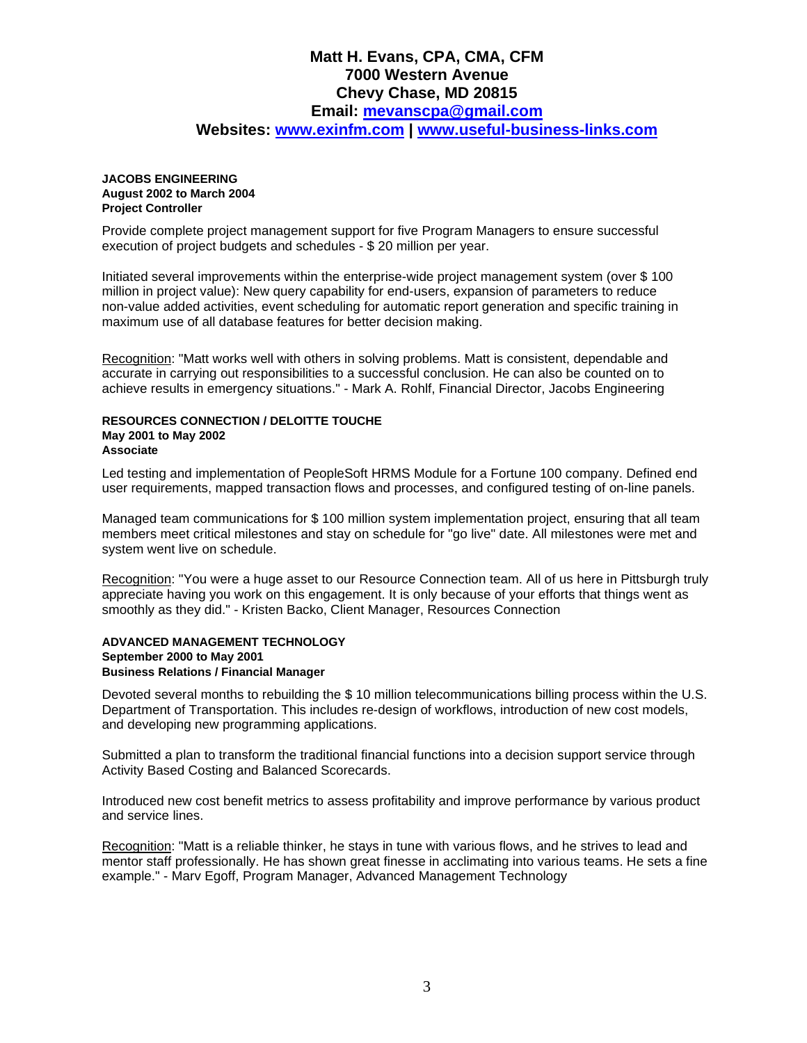**Matt H. Evans, CPA, CMA, CFM**
**7000 Western Avenue**
**Chevy Chase, MD 20815**
**Email: [mevanscpa@gmail.com](mailto:mevanscpa@gmail.com)**
**Websites: [www.exinfm.com](http://www.exinfm.com) | [www.useful-business-links.com](http://www.useful-business-links.com)**

**JACOBS ENGINEERING**
**August 2002 to March 2004**
**Project Controller**

Provide complete project management support for five Program Managers to ensure successful execution of project budgets and schedules - $ 20 million per year.

Initiated several improvements within the enterprise-wide project management system (over $ 100 million in project value): New query capability for end-users, expansion of parameters to reduce non-value added activities, event scheduling for automatic report generation and specific training in maximum use of all database features for better decision making.

Recognition: "Matt works well with others in solving problems. Matt is consistent, dependable and accurate in carrying out responsibilities to a successful conclusion. He can also be counted on to achieve results in emergency situations." - Mark A. Rohlf, Financial Director, Jacobs Engineering

**RESOURCES CONNECTION / DELOITTE TOUCHE**
**May 2001 to May 2002**
**Associate**

Led testing and implementation of PeopleSoft HRMS Module for a Fortune 100 company. Defined end user requirements, mapped transaction flows and processes, and configured testing of on-line panels.

Managed team communications for $ 100 million system implementation project, ensuring that all team members meet critical milestones and stay on schedule for "go live" date. All milestones were met and system went live on schedule.

Recognition: "You were a huge asset to our Resource Connection team. All of us here in Pittsburgh truly appreciate having you work on this engagement. It is only because of your efforts that things went as smoothly as they did." - Kristen Backo, Client Manager, Resources Connection

**ADVANCED MANAGEMENT TECHNOLOGY**
**September 2000 to May 2001**
**Business Relations / Financial Manager**

Devoted several months to rebuilding the $ 10 million telecommunications billing process within the U.S. Department of Transportation. This includes re-design of workflows, introduction of new cost models, and developing new programming applications.

Submitted a plan to transform the traditional financial functions into a decision support service through Activity Based Costing and Balanced Scorecards.

Introduced new cost benefit metrics to assess profitability and improve performance by various product and service lines.

Recognition: "Matt is a reliable thinker, he stays in tune with various flows, and he strives to lead and mentor staff professionally. He has shown great finesse in acclimating into various teams. He sets a fine example." - Marv Egoff, Program Manager, Advanced Management Technology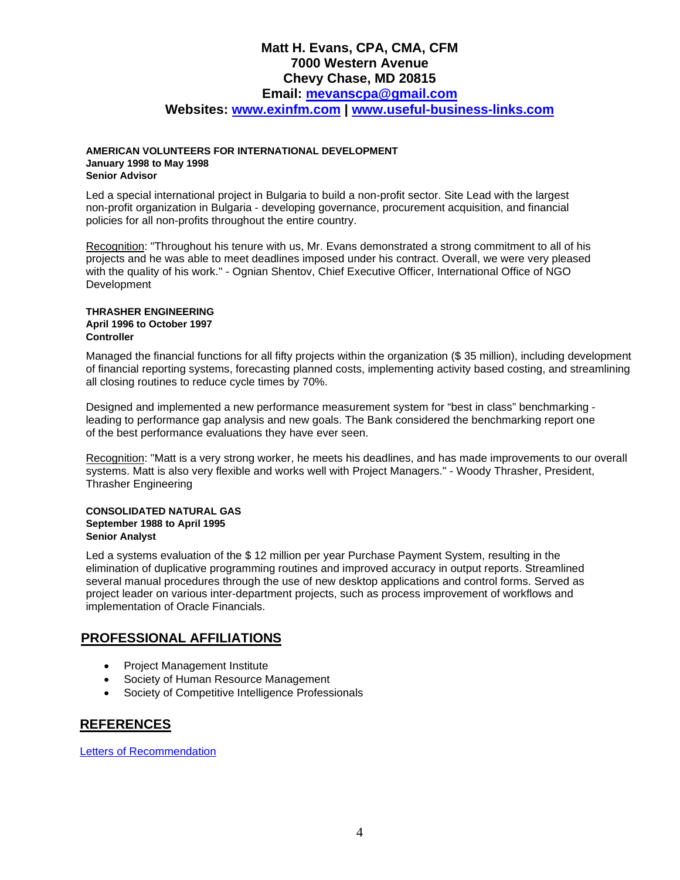**Matt H. Evans, CPA, CMA, CFM**
**7000 Western Avenue**
**Chevy Chase, MD 20815**
**Email: [mevanscpa@gmail.com](mailto:mevanscpa@gmail.com)**
**Websites: [www.exinfm.com](http://www.exinfm.com) | [www.useful-business-links.com](http://www.useful-business-links.com)**

**AMERICAN VOLUNTEERS FOR INTERNATIONAL DEVELOPMENT**
**January 1998 to May 1998**
**Senior Advisor**

Led a special international project in Bulgaria to build a non-profit sector. Site Lead with the largest non-profit organization in Bulgaria - developing governance, procurement acquisition, and financial policies for all non-profits throughout the entire country.

Recognition: "Throughout his tenure with us, Mr. Evans demonstrated a strong commitment to all of his projects and he was able to meet deadlines imposed under his contract. Overall, we were very pleased with the quality of his work." - Ognian Shentov, Chief Executive Officer, International Office of NGO Development

**THRASHER ENGINEERING**
**April 1996 to October 1997**
**Controller**

Managed the financial functions for all fifty projects within the organization ($ 35 million), including development of financial reporting systems, forecasting planned costs, implementing activity based costing, and streamlining all closing routines to reduce cycle times by 70%.

Designed and implemented a new performance measurement system for "best in class" benchmarking - leading to performance gap analysis and new goals. The Bank considered the benchmarking report one of the best performance evaluations they have ever seen.

Recognition: "Matt is a very strong worker, he meets his deadlines, and has made improvements to our overall systems. Matt is also very flexible and works well with Project Managers." - Woody Thrasher, President, Thrasher Engineering

**CONSOLIDATED NATURAL GAS**
**September 1988 to April 1995**
**Senior Analyst**

Led a systems evaluation of the $ 12 million per year Purchase Payment System, resulting in the elimination of duplicative programming routines and improved accuracy in output reports. Streamlined several manual procedures through the use of new desktop applications and control forms. Served as project leader on various inter-department projects, such as process improvement of workflows and implementation of Oracle Financials.

## PROFESSIONAL AFFILIATIONS

- Project Management Institute
- Society of Human Resource Management
- Society of Competitive Intelligence Professionals

## REFERENCES

Letters of Recommendation